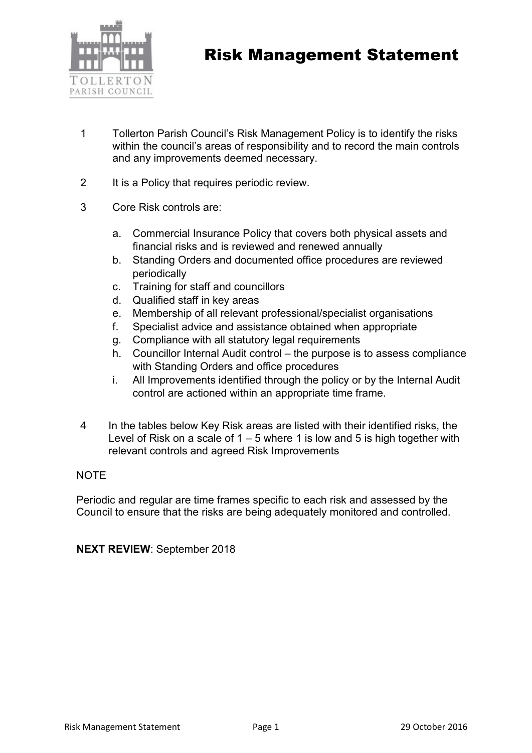# Risk Management Statement

1. Tollerton Parish Council's Risk Management Policy is to identify the risks within the council's areas of responsibility and to record the main controls and any improvements deemed necessary.

2. It is a Policy that requires periodic review.

3. Core Risk controls are:

   a. Commercial Insurance Policy that covers both physical assets and financial risks and is reviewed and renewed annually
   b. Standing Orders and documented office procedures are reviewed periodically
   c. Training for staff and councillors
   d. Qualified staff in key areas
   e. Membership of all relevant professional/specialist organisations
   f. Specialist advice and assistance obtained when appropriate
   g. Compliance with all statutory legal requirements
   h. Councillor Internal Audit control – the purpose is to assess compliance with Standing Orders and office procedures
   i. All Improvements identified through the policy or by the Internal Audit control are actioned within an appropriate time frame.

4. In the tables below Key Risk areas are listed with their identified risks, the Level of Risk on a scale of 1 – 5 where 1 is low and 5 is high together with relevant controls and agreed Risk Improvements

NOTE

Periodic and regular are time frames specific to each risk and assessed by the Council to ensure that the risks are being adequately monitored and controlled.

**NEXT REVIEW**: September 2018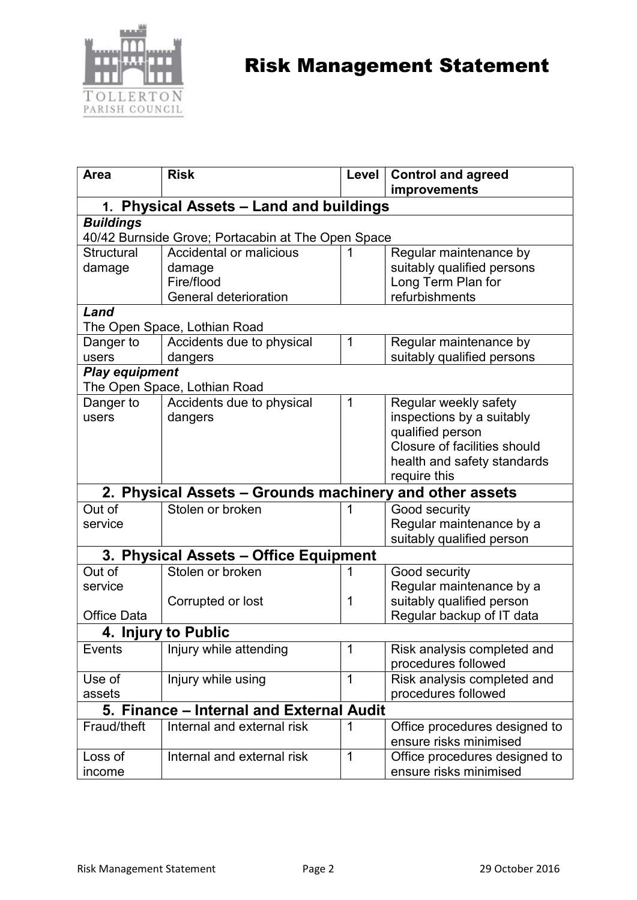# Risk Management Statement

| Area | Risk | Level | Control and agreed improvements |
|---|---|---|---|
| **1. Physical Assets – Land and buildings** | | | |
| ***Buildings*** 40/42 Burnside Grove; Portacabin at The Open Space | | | |
| Structural damage | Accidental or malicious damage Fire/flood General deterioration | 1 | Regular maintenance by suitably qualified persons Long Term Plan for refurbishments |
| ***Land*** The Open Space, Lothian Road | | | |
| Danger to users | Accidents due to physical dangers | 1 | Regular maintenance by suitably qualified persons |
| ***Play equipment*** The Open Space, Lothian Road | | | |
| Danger to users | Accidents due to physical dangers | 1 | Regular weekly safety inspections by a suitably qualified person Closure of facilities should health and safety standards require this |
| **2. Physical Assets – Grounds machinery and other assets** | | | |
| Out of service | Stolen or broken | 1 | Good security Regular maintenance by a suitably qualified person |
| **3. Physical Assets – Office Equipment** | | | |
| Out of service<br><br>Office Data | Stolen or broken<br><br>Corrupted or lost | 1<br><br>1 | Good security Regular maintenance by a suitably qualified person Regular backup of IT data |
| **4. Injury to Public** | | | |
| Events | Injury while attending | 1 | Risk analysis completed and procedures followed |
| Use of assets | Injury while using | 1 | Risk analysis completed and procedures followed |
| **5. Finance – Internal and External Audit** | | | |
| Fraud/theft | Internal and external risk | 1 | Office procedures designed to ensure risks minimised |
| Loss of income | Internal and external risk | 1 | Office procedures designed to ensure risks minimised |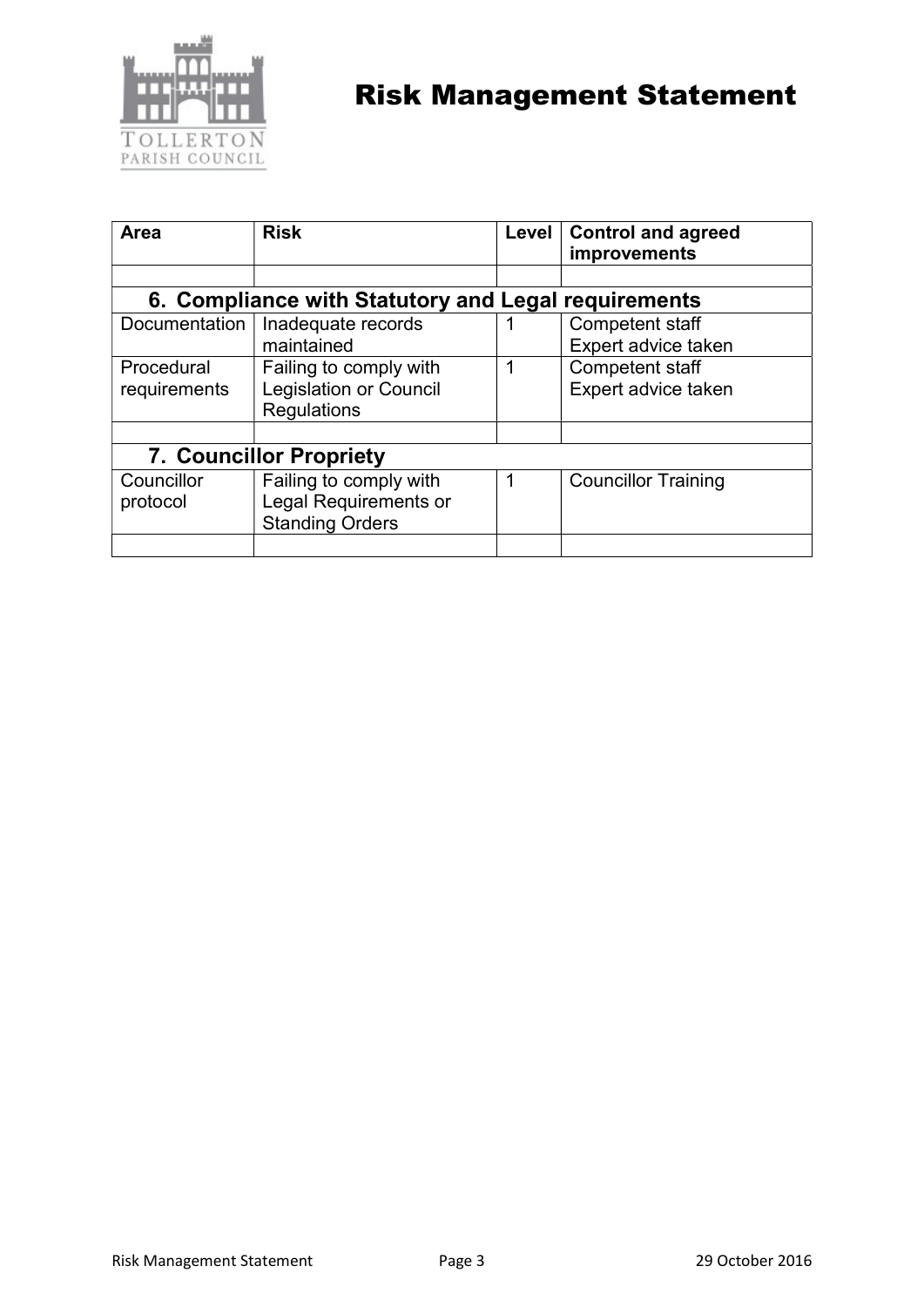# Risk Management Statement

| Area | Risk | Level | Control and agreed improvements |
|---|---|---|---|
| | | | |
| **6. Compliance with Statutory and Legal requirements** | | | |
| Documentation | Inadequate records maintained | 1 | Competent staff<br>Expert advice taken |
| Procedural requirements | Failing to comply with Legislation or Council Regulations | 1 | Competent staff<br>Expert advice taken |
| | | | |
| **7. Councillor Propriety** | | | |
| Councillor protocol | Failing to comply with Legal Requirements or Standing Orders | 1 | Councillor Training |
| | | | |